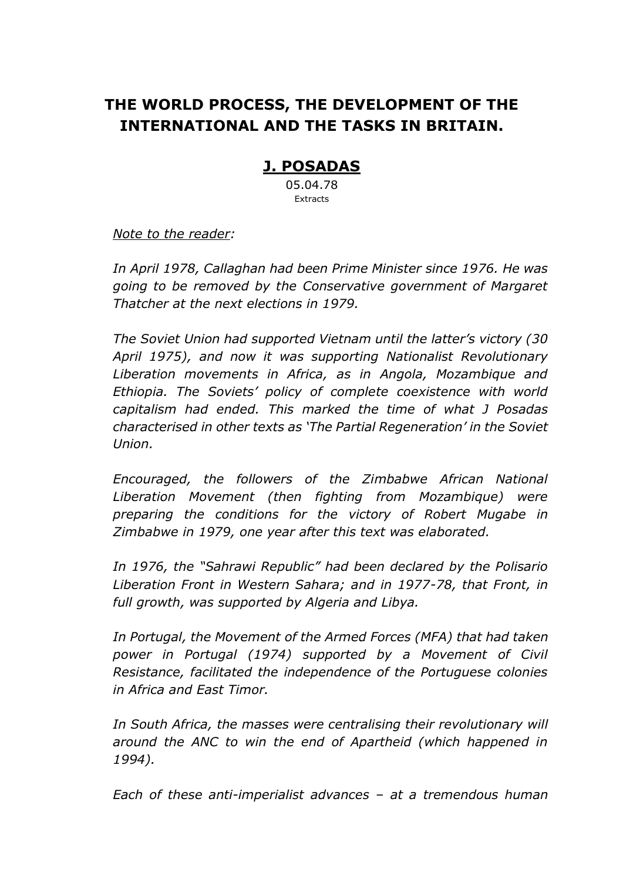# THE WORLD PROCESS, THE DEVELOPMENT OF THE INTERNATIONAL AND THE TASKS IN BRITAIN.

## J. POSADAS

05.04.78
Extracts

*Note to the reader:*

*In April 1978, Callaghan had been Prime Minister since 1976. He was going to be removed by the Conservative government of Margaret Thatcher at the next elections in 1979.*

*The Soviet Union had supported Vietnam until the latter's victory (30 April 1975), and now it was supporting Nationalist Revolutionary Liberation movements in Africa, as in Angola, Mozambique and Ethiopia. The Soviets' policy of complete coexistence with world capitalism had ended. This marked the time of what J Posadas characterised in other texts as 'The Partial Regeneration' in the Soviet Union.*

*Encouraged, the followers of the Zimbabwe African National Liberation Movement (then fighting from Mozambique) were preparing the conditions for the victory of Robert Mugabe in Zimbabwe in 1979, one year after this text was elaborated.*

*In 1976, the "Sahrawi Republic" had been declared by the Polisario Liberation Front in Western Sahara; and in 1977-78, that Front, in full growth, was supported by Algeria and Libya.*

*In Portugal, the Movement of the Armed Forces (MFA) that had taken power in Portugal (1974) supported by a Movement of Civil Resistance, facilitated the independence of the Portuguese colonies in Africa and East Timor.*

*In South Africa, the masses were centralising their revolutionary will around the ANC to win the end of Apartheid (which happened in 1994).*

*Each of these anti-imperialist advances – at a tremendous human*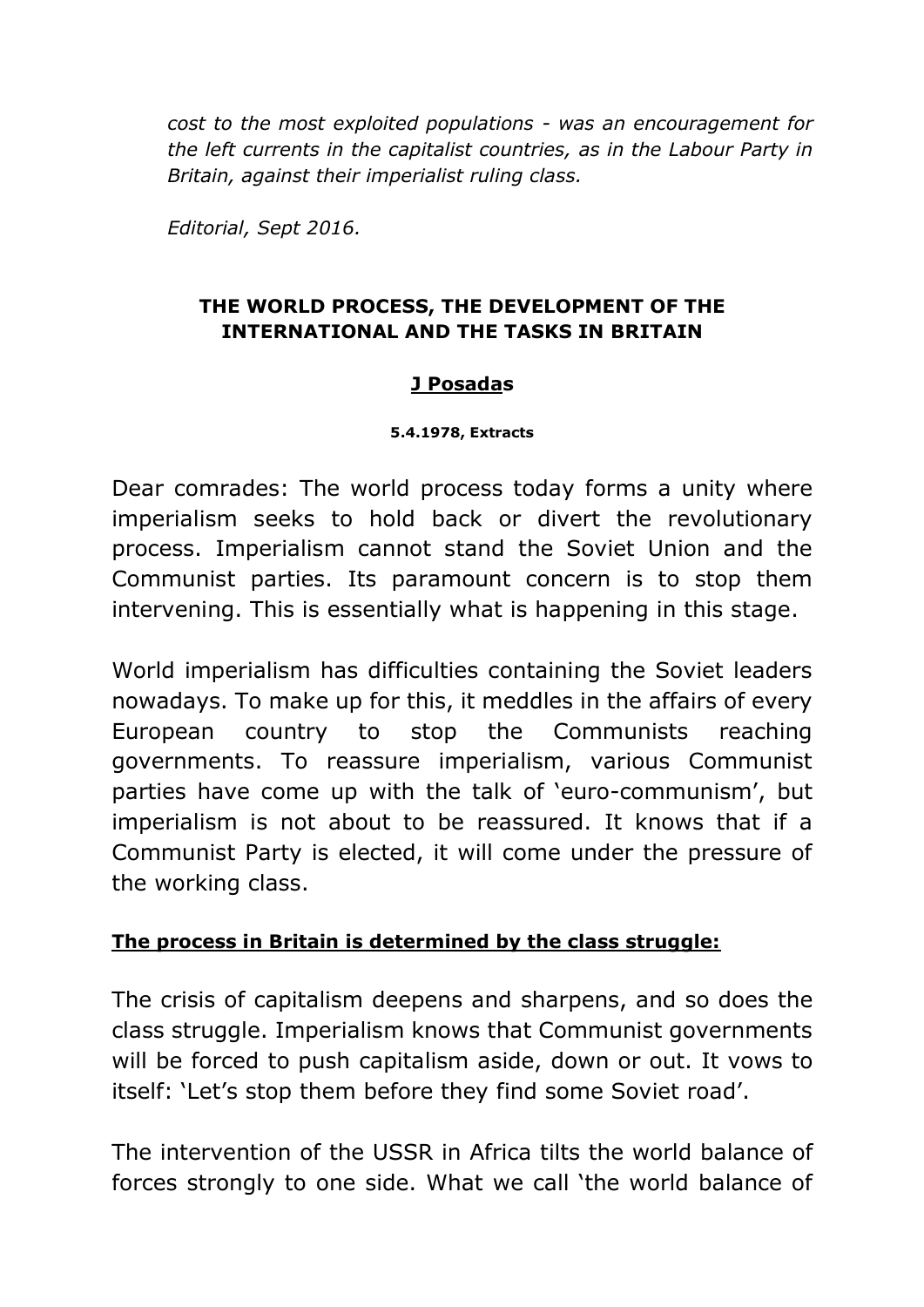*cost to the most exploited populations - was an encouragement for the left currents in the capitalist countries, as in the Labour Party in Britain, against their imperialist ruling class.*

*Editorial, Sept 2016.*

## THE WORLD PROCESS, THE DEVELOPMENT OF THE INTERNATIONAL AND THE TASKS IN BRITAIN

**J Posadas**

**5.4.1978, Extracts**

Dear comrades: The world process today forms a unity where imperialism seeks to hold back or divert the revolutionary process. Imperialism cannot stand the Soviet Union and the Communist parties. Its paramount concern is to stop them intervening. This is essentially what is happening in this stage.

World imperialism has difficulties containing the Soviet leaders nowadays. To make up for this, it meddles in the affairs of every European country to stop the Communists reaching governments. To reassure imperialism, various Communist parties have come up with the talk of 'euro-communism', but imperialism is not about to be reassured. It knows that if a Communist Party is elected, it will come under the pressure of the working class.

**The process in Britain is determined by the class struggle:**

The crisis of capitalism deepens and sharpens, and so does the class struggle. Imperialism knows that Communist governments will be forced to push capitalism aside, down or out. It vows to itself: 'Let's stop them before they find some Soviet road'.

The intervention of the USSR in Africa tilts the world balance of forces strongly to one side. What we call 'the world balance of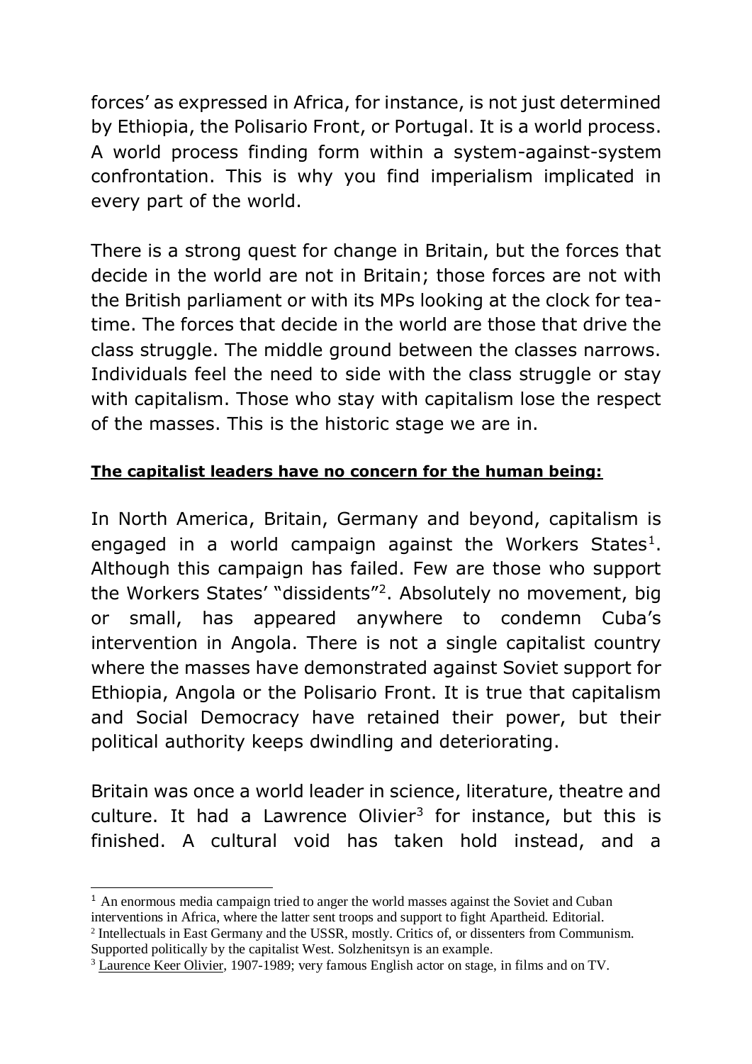forces' as expressed in Africa, for instance, is not just determined by Ethiopia, the Polisario Front, or Portugal. It is a world process. A world process finding form within a system-against-system confrontation. This is why you find imperialism implicated in every part of the world.

There is a strong quest for change in Britain, but the forces that decide in the world are not in Britain; those forces are not with the British parliament or with its MPs looking at the clock for tea-time. The forces that decide in the world are those that drive the class struggle. The middle ground between the classes narrows. Individuals feel the need to side with the class struggle or stay with capitalism. Those who stay with capitalism lose the respect of the masses. This is the historic stage we are in.

**The capitalist leaders have no concern for the human being:**

In North America, Britain, Germany and beyond, capitalism is engaged in a world campaign against the Workers States[1]. Although this campaign has failed. Few are those who support the Workers States' "dissidents"[2]. Absolutely no movement, big or small, has appeared anywhere to condemn Cuba's intervention in Angola. There is not a single capitalist country where the masses have demonstrated against Soviet support for Ethiopia, Angola or the Polisario Front. It is true that capitalism and Social Democracy have retained their power, but their political authority keeps dwindling and deteriorating.

Britain was once a world leader in science, literature, theatre and culture. It had a Lawrence Olivier[3] for instance, but this is finished. A cultural void has taken hold instead, and a

---

[1] An enormous media campaign tried to anger the world masses against the Soviet and Cuban interventions in Africa, where the latter sent troops and support to fight Apartheid. Editorial.

[2] Intellectuals in East Germany and the USSR, mostly. Critics of, or dissenters from Communism. Supported politically by the capitalist West. Solzhenitsyn is an example.

[3] Laurence Keer Olivier, 1907-1989; very famous English actor on stage, in films and on TV.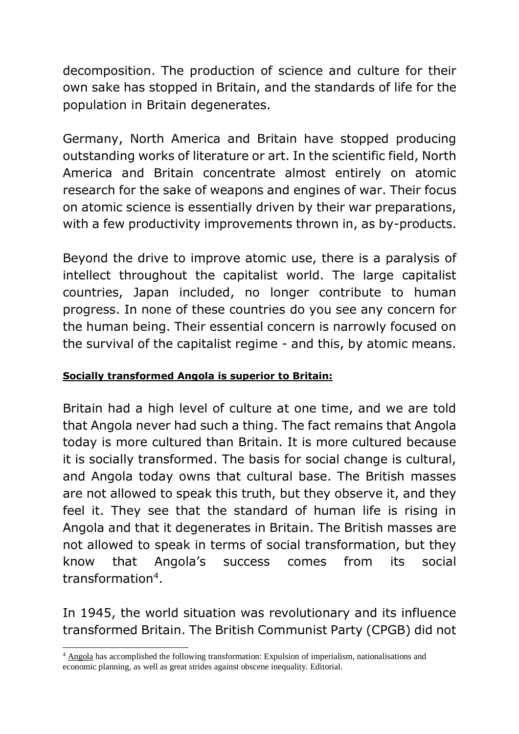decomposition. The production of science and culture for their own sake has stopped in Britain, and the standards of life for the population in Britain degenerates.

Germany, North America and Britain have stopped producing outstanding works of literature or art. In the scientific field, North America and Britain concentrate almost entirely on atomic research for the sake of weapons and engines of war. Their focus on atomic science is essentially driven by their war preparations, with a few productivity improvements thrown in, as by-products.

Beyond the drive to improve atomic use, there is a paralysis of intellect throughout the capitalist world. The large capitalist countries, Japan included, no longer contribute to human progress. In none of these countries do you see any concern for the human being. Their essential concern is narrowly focused on the survival of the capitalist regime - and this, by atomic means.

**Socially transformed Angola is superior to Britain:**

Britain had a high level of culture at one time, and we are told that Angola never had such a thing. The fact remains that Angola today is more cultured than Britain. It is more cultured because it is socially transformed. The basis for social change is cultural, and Angola today owns that cultural base. The British masses are not allowed to speak this truth, but they observe it, and they feel it. They see that the standard of human life is rising in Angola and that it degenerates in Britain. The British masses are not allowed to speak in terms of social transformation, but they know that Angola's success comes from its social transformation[4].

In 1945, the world situation was revolutionary and its influence transformed Britain. The British Communist Party (CPGB) did not

[4] Angola has accomplished the following transformation: Expulsion of imperialism, nationalisations and economic planning, as well as great strides against obscene inequality. Editorial.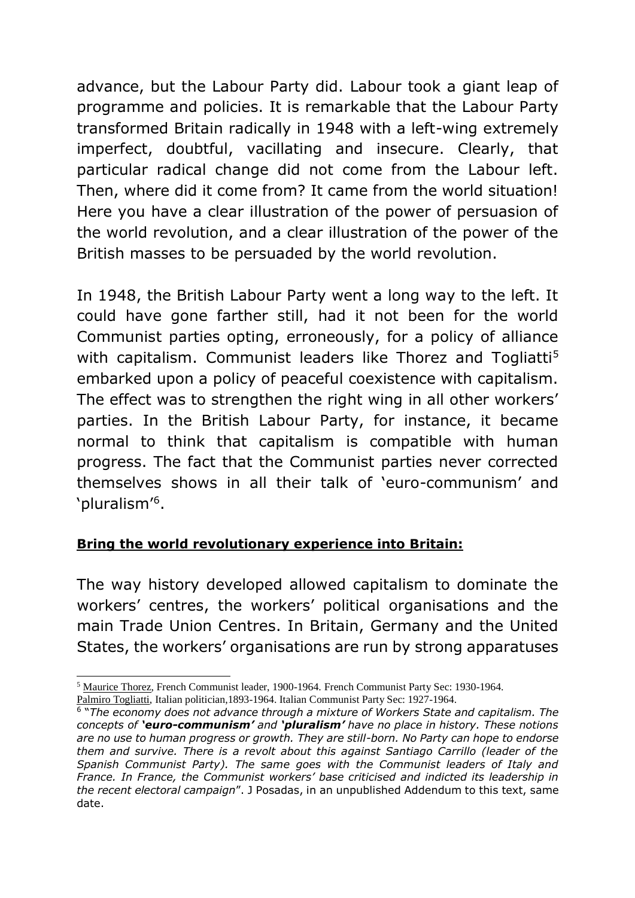advance, but the Labour Party did. Labour took a giant leap of programme and policies. It is remarkable that the Labour Party transformed Britain radically in 1948 with a left-wing extremely imperfect, doubtful, vacillating and insecure. Clearly, that particular radical change did not come from the Labour left. Then, where did it come from? It came from the world situation! Here you have a clear illustration of the power of persuasion of the world revolution, and a clear illustration of the power of the British masses to be persuaded by the world revolution.

In 1948, the British Labour Party went a long way to the left. It could have gone farther still, had it not been for the world Communist parties opting, erroneously, for a policy of alliance with capitalism. Communist leaders like Thorez and Togliatti[5] embarked upon a policy of peaceful coexistence with capitalism. The effect was to strengthen the right wing in all other workers' parties. In the British Labour Party, for instance, it became normal to think that capitalism is compatible with human progress. The fact that the Communist parties never corrected themselves shows in all their talk of 'euro-communism' and 'pluralism'[6].

**Bring the world revolutionary experience into Britain:**

The way history developed allowed capitalism to dominate the workers' centres, the workers' political organisations and the main Trade Union Centres. In Britain, Germany and the United States, the workers' organisations are run by strong apparatuses

---

[5] Maurice Thorez, French Communist leader, 1900-1964. French Communist Party Sec: 1930-1964.
Palmiro Togliatti, Italian politician,1893-1964. Italian Communist Party Sec: 1927-1964.

[6] "*The economy does not advance through a mixture of Workers State and capitalism. The concepts of **'euro-communism'** and **'pluralism'** have no place in history. These notions are no use to human progress or growth. They are still-born. No Party can hope to endorse them and survive. There is a revolt about this against Santiago Carrillo (leader of the Spanish Communist Party). The same goes with the Communist leaders of Italy and France. In France, the Communist workers' base criticised and indicted its leadership in the recent electoral campaign*". J Posadas, in an unpublished Addendum to this text, same date.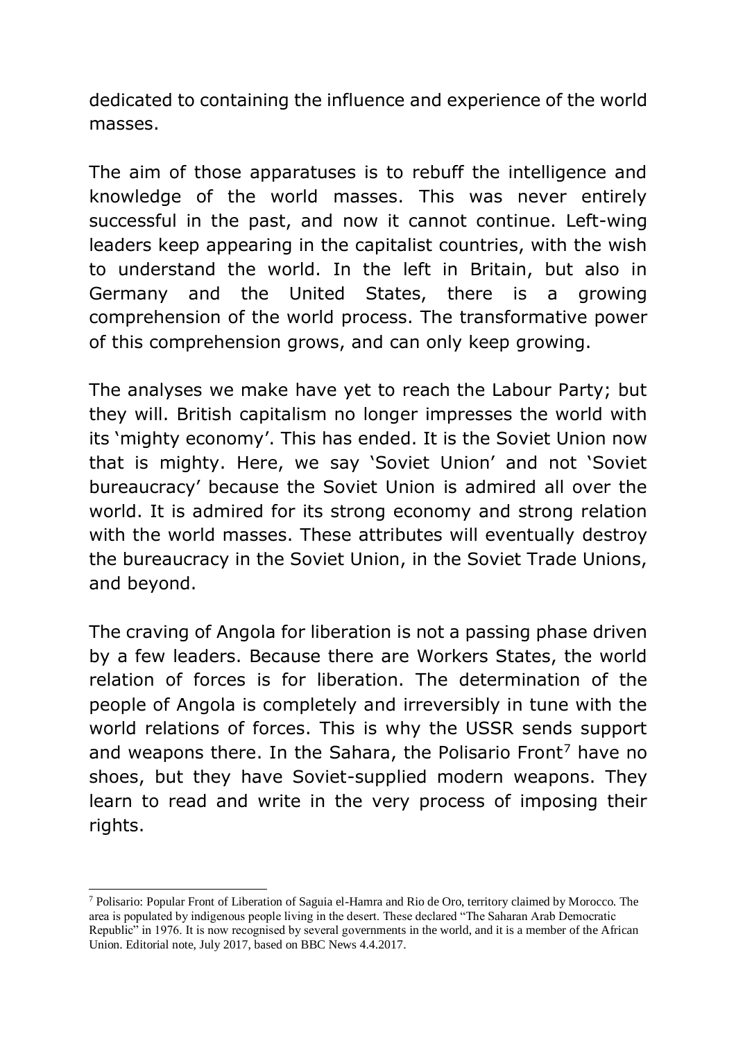dedicated to containing the influence and experience of the world masses.

The aim of those apparatuses is to rebuff the intelligence and knowledge of the world masses. This was never entirely successful in the past, and now it cannot continue. Left-wing leaders keep appearing in the capitalist countries, with the wish to understand the world. In the left in Britain, but also in Germany and the United States, there is a growing comprehension of the world process. The transformative power of this comprehension grows, and can only keep growing.

The analyses we make have yet to reach the Labour Party; but they will. British capitalism no longer impresses the world with its 'mighty economy'. This has ended. It is the Soviet Union now that is mighty. Here, we say 'Soviet Union' and not 'Soviet bureaucracy' because the Soviet Union is admired all over the world. It is admired for its strong economy and strong relation with the world masses. These attributes will eventually destroy the bureaucracy in the Soviet Union, in the Soviet Trade Unions, and beyond.

The craving of Angola for liberation is not a passing phase driven by a few leaders. Because there are Workers States, the world relation of forces is for liberation. The determination of the people of Angola is completely and irreversibly in tune with the world relations of forces. This is why the USSR sends support and weapons there. In the Sahara, the Polisario Front[7] have no shoes, but they have Soviet-supplied modern weapons. They learn to read and write in the very process of imposing their rights.

---

[7] Polisario: Popular Front of Liberation of Saguia el-Hamra and Rio de Oro, territory claimed by Morocco. The area is populated by indigenous people living in the desert. These declared "The Saharan Arab Democratic Republic" in 1976. It is now recognised by several governments in the world, and it is a member of the African Union. Editorial note, July 2017, based on BBC News 4.4.2017.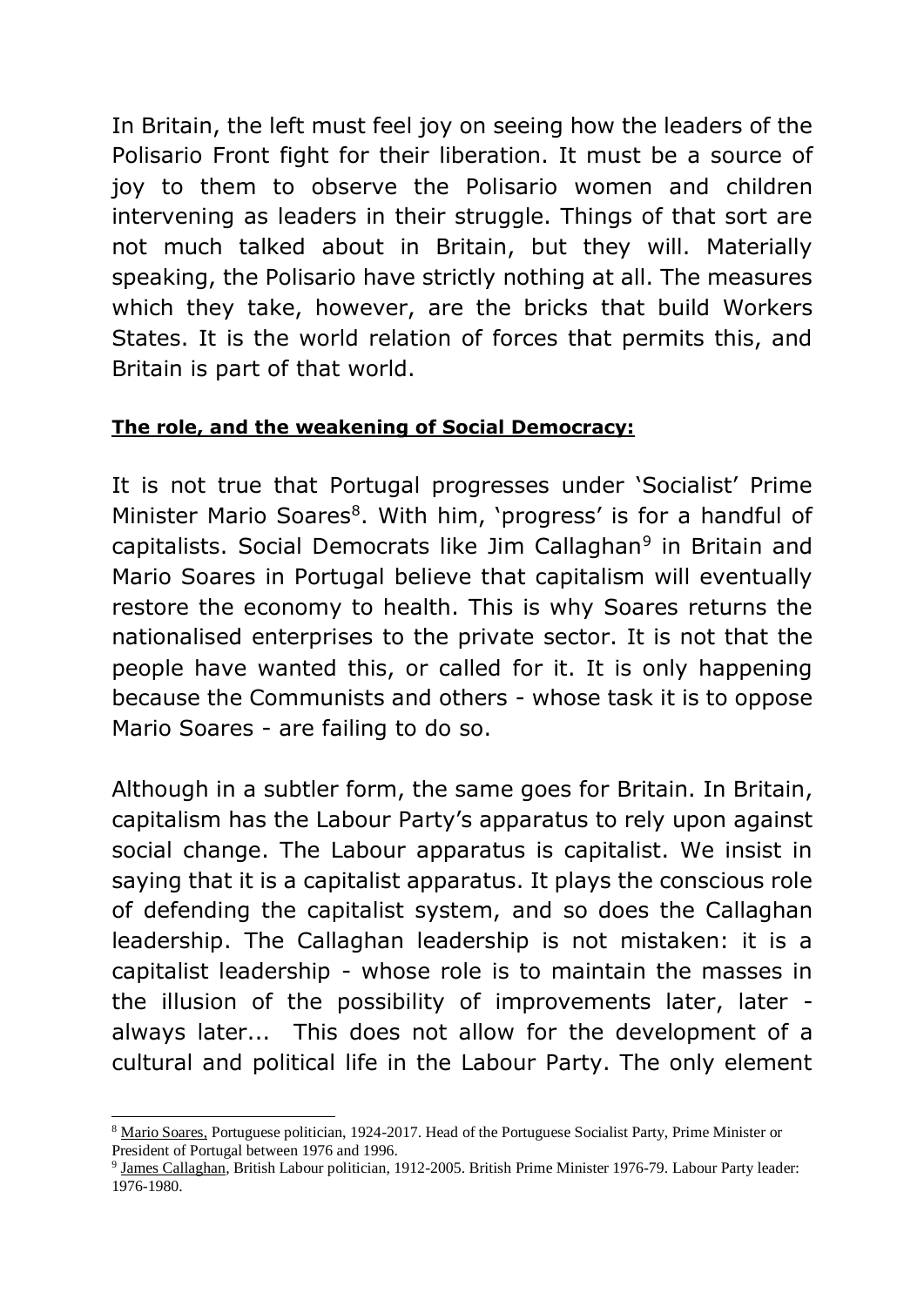In Britain, the left must feel joy on seeing how the leaders of the Polisario Front fight for their liberation. It must be a source of joy to them to observe the Polisario women and children intervening as leaders in their struggle. Things of that sort are not much talked about in Britain, but they will. Materially speaking, the Polisario have strictly nothing at all. The measures which they take, however, are the bricks that build Workers States. It is the world relation of forces that permits this, and Britain is part of that world.

**The role, and the weakening of Social Democracy:**

It is not true that Portugal progresses under 'Socialist' Prime Minister Mario Soares[8]. With him, 'progress' is for a handful of capitalists. Social Democrats like Jim Callaghan[9] in Britain and Mario Soares in Portugal believe that capitalism will eventually restore the economy to health. This is why Soares returns the nationalised enterprises to the private sector. It is not that the people have wanted this, or called for it. It is only happening because the Communists and others - whose task it is to oppose Mario Soares - are failing to do so.

Although in a subtler form, the same goes for Britain. In Britain, capitalism has the Labour Party's apparatus to rely upon against social change. The Labour apparatus is capitalist. We insist in saying that it is a capitalist apparatus. It plays the conscious role of defending the capitalist system, and so does the Callaghan leadership. The Callaghan leadership is not mistaken: it is a capitalist leadership - whose role is to maintain the masses in the illusion of the possibility of improvements later, later - always later... This does not allow for the development of a cultural and political life in the Labour Party. The only element

---

[8] Mario Soares, Portuguese politician, 1924-2017. Head of the Portuguese Socialist Party, Prime Minister or President of Portugal between 1976 and 1996.

[9] James Callaghan, British Labour politician, 1912-2005. British Prime Minister 1976-79. Labour Party leader: 1976-1980.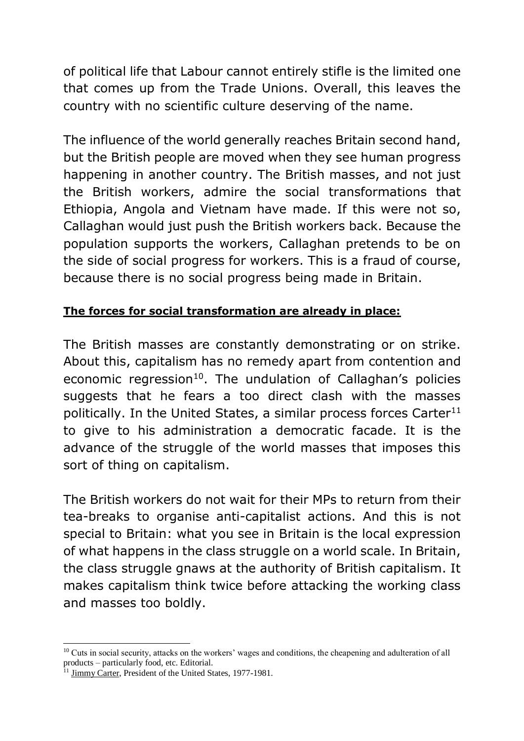of political life that Labour cannot entirely stifle is the limited one that comes up from the Trade Unions. Overall, this leaves the country with no scientific culture deserving of the name.

The influence of the world generally reaches Britain second hand, but the British people are moved when they see human progress happening in another country. The British masses, and not just the British workers, admire the social transformations that Ethiopia, Angola and Vietnam have made. If this were not so, Callaghan would just push the British workers back. Because the population supports the workers, Callaghan pretends to be on the side of social progress for workers. This is a fraud of course, because there is no social progress being made in Britain.

**The forces for social transformation are already in place:**

The British masses are constantly demonstrating or on strike. About this, capitalism has no remedy apart from contention and economic regression[10]. The undulation of Callaghan's policies suggests that he fears a too direct clash with the masses politically. In the United States, a similar process forces Carter[11] to give to his administration a democratic facade. It is the advance of the struggle of the world masses that imposes this sort of thing on capitalism.

The British workers do not wait for their MPs to return from their tea-breaks to organise anti-capitalist actions. And this is not special to Britain: what you see in Britain is the local expression of what happens in the class struggle on a world scale. In Britain, the class struggle gnaws at the authority of British capitalism. It makes capitalism think twice before attacking the working class and masses too boldly.

---

[10] Cuts in social security, attacks on the workers' wages and conditions, the cheapening and adulteration of all products – particularly food, etc. Editorial.

[11] Jimmy Carter, President of the United States, 1977-1981.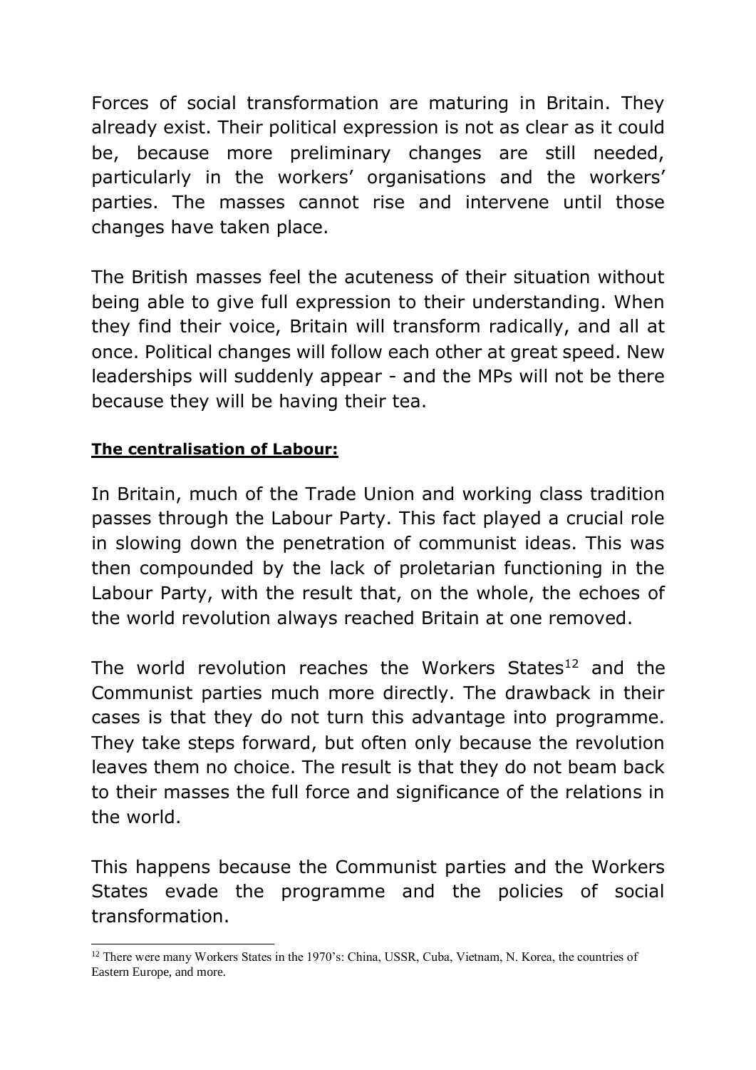Forces of social transformation are maturing in Britain. They already exist. Their political expression is not as clear as it could be, because more preliminary changes are still needed, particularly in the workers' organisations and the workers' parties. The masses cannot rise and intervene until those changes have taken place.

The British masses feel the acuteness of their situation without being able to give full expression to their understanding. When they find their voice, Britain will transform radically, and all at once. Political changes will follow each other at great speed. New leaderships will suddenly appear - and the MPs will not be there because they will be having their tea.

**The centralisation of Labour:**

In Britain, much of the Trade Union and working class tradition passes through the Labour Party. This fact played a crucial role in slowing down the penetration of communist ideas. This was then compounded by the lack of proletarian functioning in the Labour Party, with the result that, on the whole, the echoes of the world revolution always reached Britain at one removed.

The world revolution reaches the Workers States[12] and the Communist parties much more directly. The drawback in their cases is that they do not turn this advantage into programme. They take steps forward, but often only because the revolution leaves them no choice. The result is that they do not beam back to their masses the full force and significance of the relations in the world.

This happens because the Communist parties and the Workers States evade the programme and the policies of social transformation.

[12] There were many Workers States in the 1970's: China, USSR, Cuba, Vietnam, N. Korea, the countries of Eastern Europe, and more.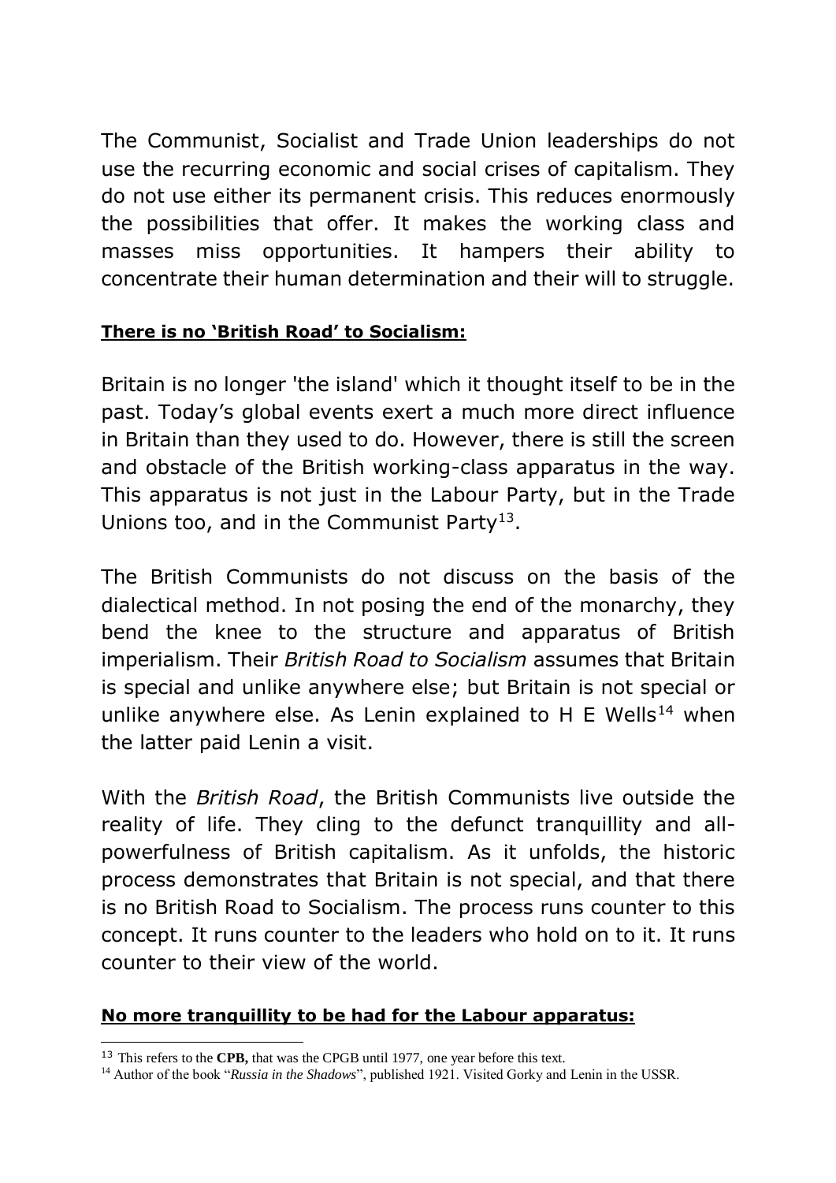The Communist, Socialist and Trade Union leaderships do not use the recurring economic and social crises of capitalism. They do not use either its permanent crisis. This reduces enormously the possibilities that offer. It makes the working class and masses miss opportunities. It hampers their ability to concentrate their human determination and their will to struggle.

**There is no 'British Road' to Socialism:**

Britain is no longer 'the island' which it thought itself to be in the past. Today's global events exert a much more direct influence in Britain than they used to do. However, there is still the screen and obstacle of the British working-class apparatus in the way. This apparatus is not just in the Labour Party, but in the Trade Unions too, and in the Communist Party[13].

The British Communists do not discuss on the basis of the dialectical method. In not posing the end of the monarchy, they bend the knee to the structure and apparatus of British imperialism. Their *British Road to Socialism* assumes that Britain is special and unlike anywhere else; but Britain is not special or unlike anywhere else. As Lenin explained to H E Wells[14] when the latter paid Lenin a visit.

With the *British Road*, the British Communists live outside the reality of life. They cling to the defunct tranquillity and all-powerfulness of British capitalism. As it unfolds, the historic process demonstrates that Britain is not special, and that there is no British Road to Socialism. The process runs counter to this concept. It runs counter to the leaders who hold on to it. It runs counter to their view of the world.

**No more tranquillity to be had for the Labour apparatus:**

[13] This refers to the **CPB,** that was the CPGB until 1977, one year before this text.

[14] Author of the book "*Russia in the Shadows*", published 1921. Visited Gorky and Lenin in the USSR.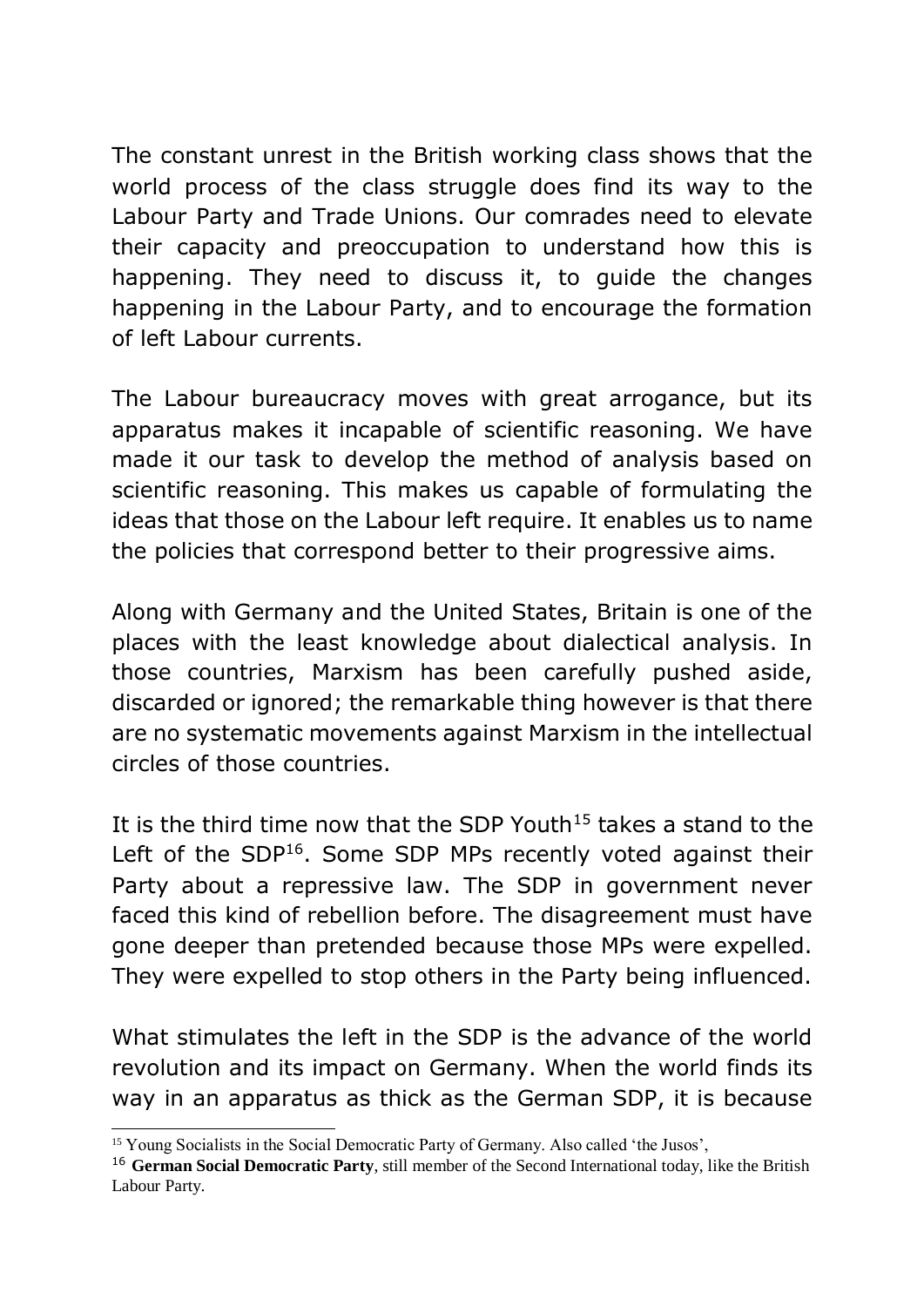The constant unrest in the British working class shows that the world process of the class struggle does find its way to the Labour Party and Trade Unions. Our comrades need to elevate their capacity and preoccupation to understand how this is happening. They need to discuss it, to guide the changes happening in the Labour Party, and to encourage the formation of left Labour currents.

The Labour bureaucracy moves with great arrogance, but its apparatus makes it incapable of scientific reasoning. We have made it our task to develop the method of analysis based on scientific reasoning. This makes us capable of formulating the ideas that those on the Labour left require. It enables us to name the policies that correspond better to their progressive aims.

Along with Germany and the United States, Britain is one of the places with the least knowledge about dialectical analysis. In those countries, Marxism has been carefully pushed aside, discarded or ignored; the remarkable thing however is that there are no systematic movements against Marxism in the intellectual circles of those countries.

It is the third time now that the SDP Youth[15] takes a stand to the Left of the SDP[16]. Some SDP MPs recently voted against their Party about a repressive law. The SDP in government never faced this kind of rebellion before. The disagreement must have gone deeper than pretended because those MPs were expelled. They were expelled to stop others in the Party being influenced.

What stimulates the left in the SDP is the advance of the world revolution and its impact on Germany. When the world finds its way in an apparatus as thick as the German SDP, it is because

---

[15] Young Socialists in the Social Democratic Party of Germany. Also called 'the Jusos',

[16] **German Social Democratic Party**, still member of the Second International today, like the British Labour Party.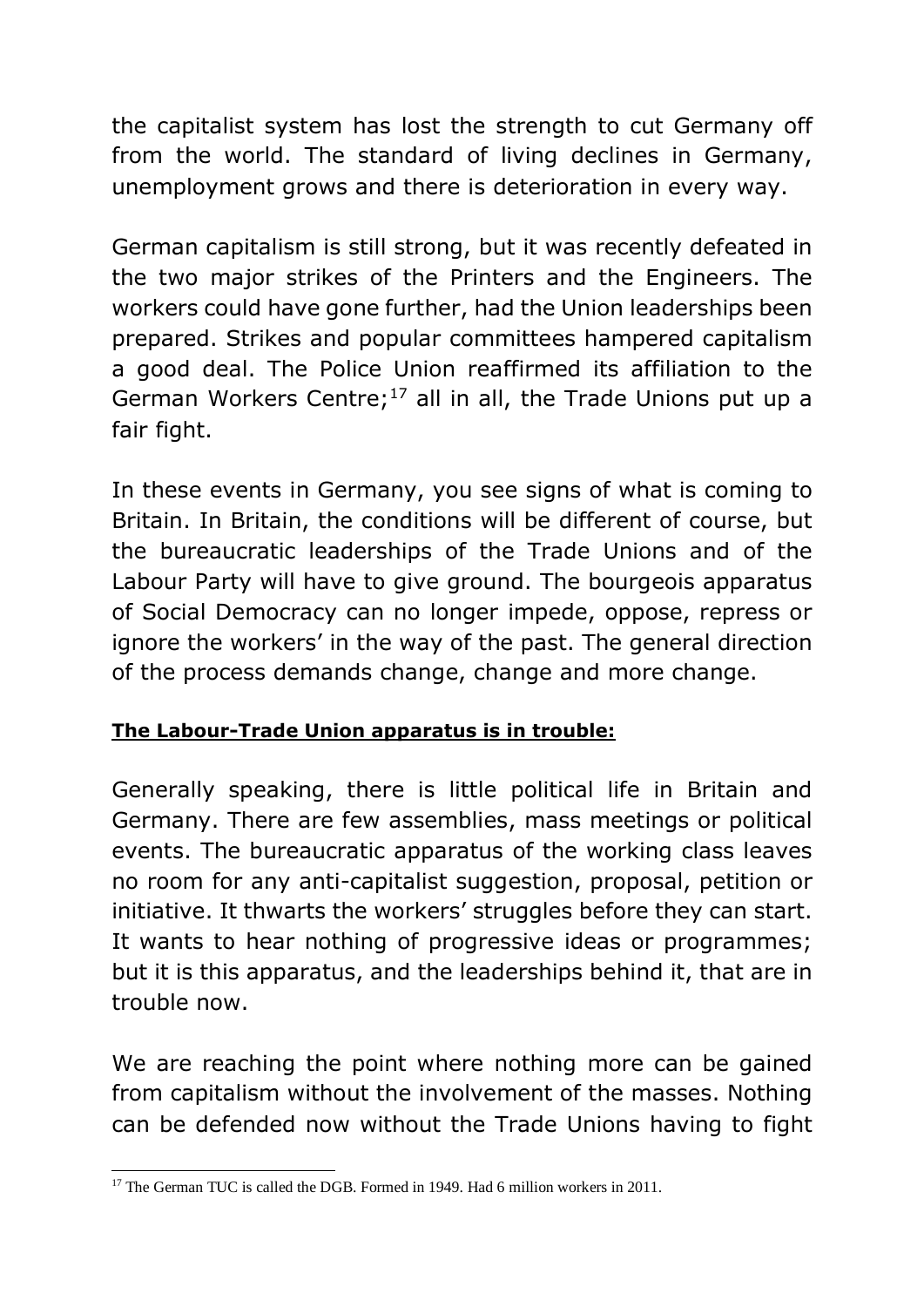the capitalist system has lost the strength to cut Germany off from the world. The standard of living declines in Germany, unemployment grows and there is deterioration in every way.

German capitalism is still strong, but it was recently defeated in the two major strikes of the Printers and the Engineers. The workers could have gone further, had the Union leaderships been prepared. Strikes and popular committees hampered capitalism a good deal. The Police Union reaffirmed its affiliation to the German Workers Centre;[17] all in all, the Trade Unions put up a fair fight.

In these events in Germany, you see signs of what is coming to Britain. In Britain, the conditions will be different of course, but the bureaucratic leaderships of the Trade Unions and of the Labour Party will have to give ground. The bourgeois apparatus of Social Democracy can no longer impede, oppose, repress or ignore the workers' in the way of the past. The general direction of the process demands change, change and more change.

**The Labour-Trade Union apparatus is in trouble:**

Generally speaking, there is little political life in Britain and Germany. There are few assemblies, mass meetings or political events. The bureaucratic apparatus of the working class leaves no room for any anti-capitalist suggestion, proposal, petition or initiative. It thwarts the workers' struggles before they can start. It wants to hear nothing of progressive ideas or programmes; but it is this apparatus, and the leaderships behind it, that are in trouble now.

We are reaching the point where nothing more can be gained from capitalism without the involvement of the masses. Nothing can be defended now without the Trade Unions having to fight

[17] The German TUC is called the DGB. Formed in 1949. Had 6 million workers in 2011.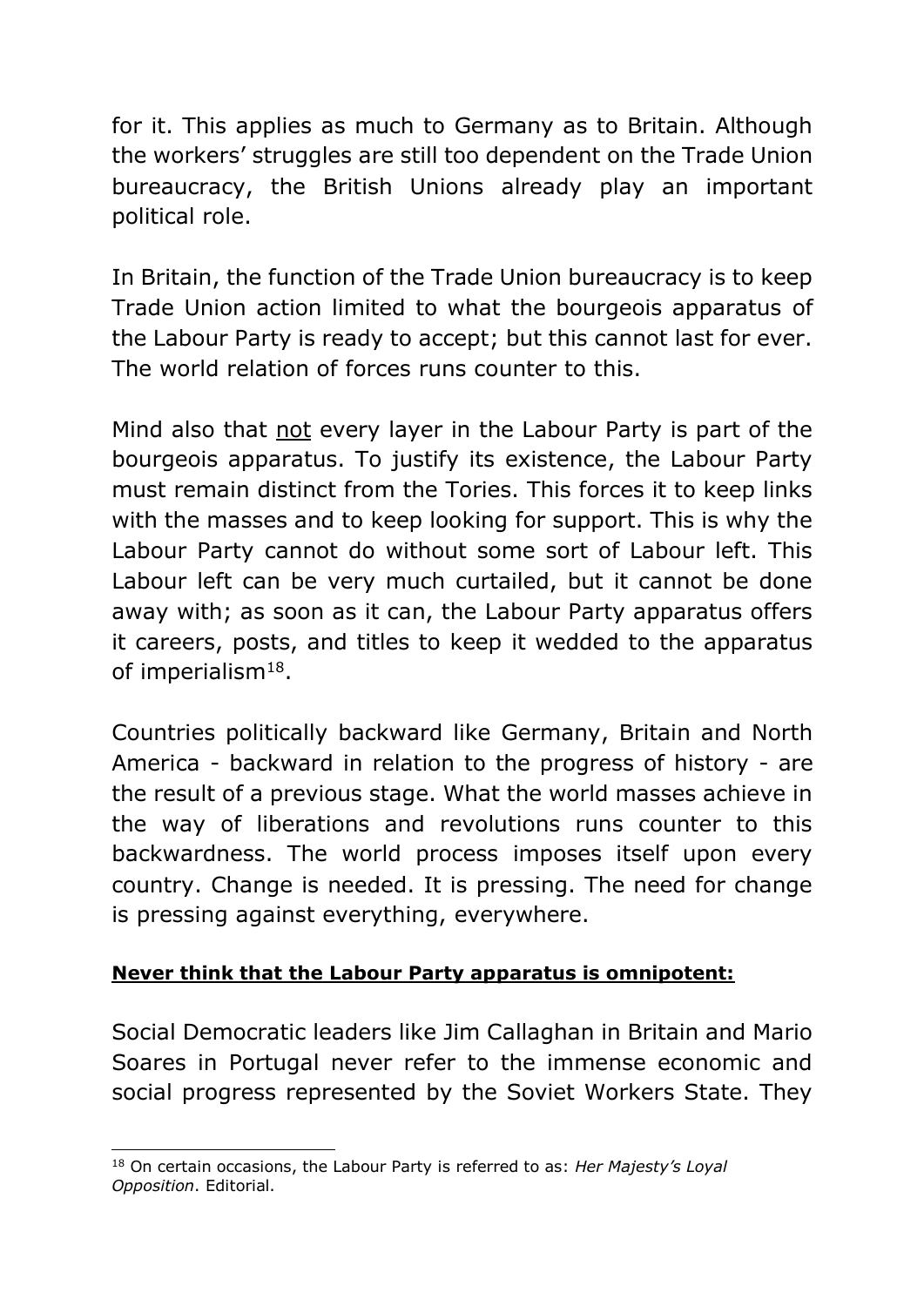for it. This applies as much to Germany as to Britain. Although the workers' struggles are still too dependent on the Trade Union bureaucracy, the British Unions already play an important political role.

In Britain, the function of the Trade Union bureaucracy is to keep Trade Union action limited to what the bourgeois apparatus of the Labour Party is ready to accept; but this cannot last for ever. The world relation of forces runs counter to this.

Mind also that <u>not</u> every layer in the Labour Party is part of the bourgeois apparatus. To justify its existence, the Labour Party must remain distinct from the Tories. This forces it to keep links with the masses and to keep looking for support. This is why the Labour Party cannot do without some sort of Labour left. This Labour left can be very much curtailed, but it cannot be done away with; as soon as it can, the Labour Party apparatus offers it careers, posts, and titles to keep it wedded to the apparatus of imperialism[18].

Countries politically backward like Germany, Britain and North America - backward in relation to the progress of history - are the result of a previous stage. What the world masses achieve in the way of liberations and revolutions runs counter to this backwardness. The world process imposes itself upon every country. Change is needed. It is pressing. The need for change is pressing against everything, everywhere.

**<u>Never think that the Labour Party apparatus is omnipotent:</u>**

Social Democratic leaders like Jim Callaghan in Britain and Mario Soares in Portugal never refer to the immense economic and social progress represented by the Soviet Workers State. They

---

[18] On certain occasions, the Labour Party is referred to as: *Her Majesty's Loyal Opposition*. Editorial.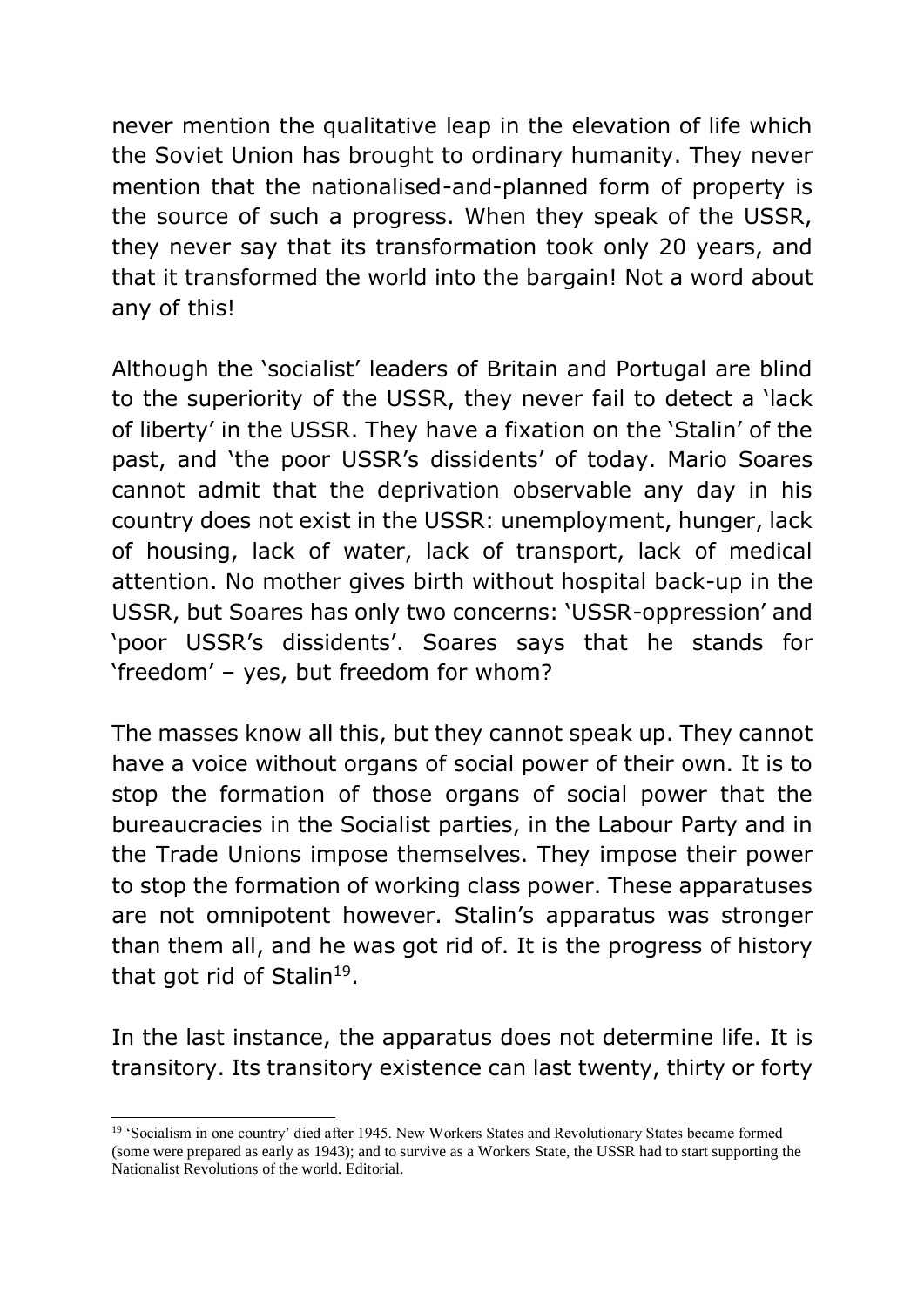never mention the qualitative leap in the elevation of life which the Soviet Union has brought to ordinary humanity. They never mention that the nationalised-and-planned form of property is the source of such a progress. When they speak of the USSR, they never say that its transformation took only 20 years, and that it transformed the world into the bargain! Not a word about any of this!

Although the 'socialist' leaders of Britain and Portugal are blind to the superiority of the USSR, they never fail to detect a 'lack of liberty' in the USSR. They have a fixation on the 'Stalin' of the past, and 'the poor USSR's dissidents' of today. Mario Soares cannot admit that the deprivation observable any day in his country does not exist in the USSR: unemployment, hunger, lack of housing, lack of water, lack of transport, lack of medical attention. No mother gives birth without hospital back-up in the USSR, but Soares has only two concerns: 'USSR-oppression' and 'poor USSR's dissidents'. Soares says that he stands for 'freedom' – yes, but freedom for whom?

The masses know all this, but they cannot speak up. They cannot have a voice without organs of social power of their own. It is to stop the formation of those organs of social power that the bureaucracies in the Socialist parties, in the Labour Party and in the Trade Unions impose themselves. They impose their power to stop the formation of working class power. These apparatuses are not omnipotent however. Stalin's apparatus was stronger than them all, and he was got rid of. It is the progress of history that got rid of Stalin[19].

In the last instance, the apparatus does not determine life. It is transitory. Its transitory existence can last twenty, thirty or forty

---

[19] 'Socialism in one country' died after 1945. New Workers States and Revolutionary States became formed (some were prepared as early as 1943); and to survive as a Workers State, the USSR had to start supporting the Nationalist Revolutions of the world. Editorial.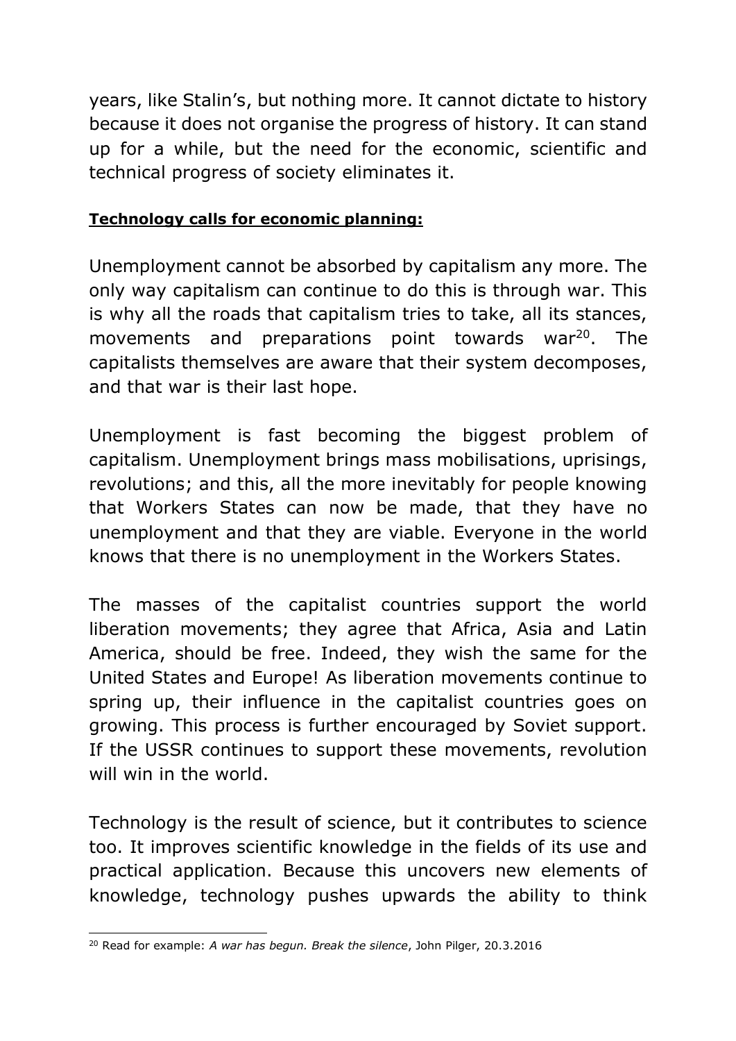years, like Stalin's, but nothing more. It cannot dictate to history because it does not organise the progress of history. It can stand up for a while, but the need for the economic, scientific and technical progress of society eliminates it.

**Technology calls for economic planning:**

Unemployment cannot be absorbed by capitalism any more. The only way capitalism can continue to do this is through war. This is why all the roads that capitalism tries to take, all its stances, movements and preparations point towards war[20]. The capitalists themselves are aware that their system decomposes, and that war is their last hope.

Unemployment is fast becoming the biggest problem of capitalism. Unemployment brings mass mobilisations, uprisings, revolutions; and this, all the more inevitably for people knowing that Workers States can now be made, that they have no unemployment and that they are viable. Everyone in the world knows that there is no unemployment in the Workers States.

The masses of the capitalist countries support the world liberation movements; they agree that Africa, Asia and Latin America, should be free. Indeed, they wish the same for the United States and Europe! As liberation movements continue to spring up, their influence in the capitalist countries goes on growing. This process is further encouraged by Soviet support. If the USSR continues to support these movements, revolution will win in the world.

Technology is the result of science, but it contributes to science too. It improves scientific knowledge in the fields of its use and practical application. Because this uncovers new elements of knowledge, technology pushes upwards the ability to think

---

[20] Read for example: *A war has begun. Break the silence*, John Pilger, 20.3.2016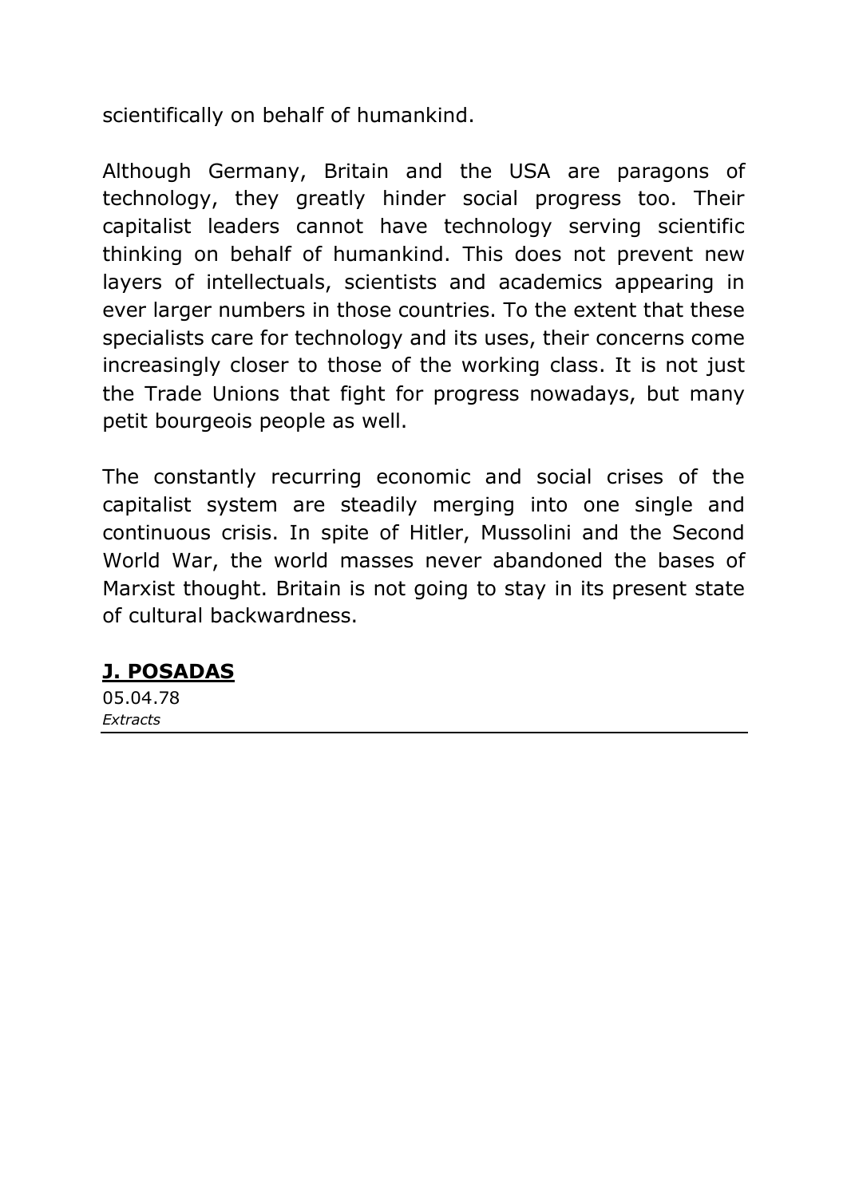scientifically on behalf of humankind.

Although Germany, Britain and the USA are paragons of technology, they greatly hinder social progress too. Their capitalist leaders cannot have technology serving scientific thinking on behalf of humankind. This does not prevent new layers of intellectuals, scientists and academics appearing in ever larger numbers in those countries. To the extent that these specialists care for technology and its uses, their concerns come increasingly closer to those of the working class. It is not just the Trade Unions that fight for progress nowadays, but many petit bourgeois people as well.

The constantly recurring economic and social crises of the capitalist system are steadily merging into one single and continuous crisis. In spite of Hitler, Mussolini and the Second World War, the world masses never abandoned the bases of Marxist thought. Britain is not going to stay in its present state of cultural backwardness.

**J. POSADAS**

05.04.78

*Extracts*